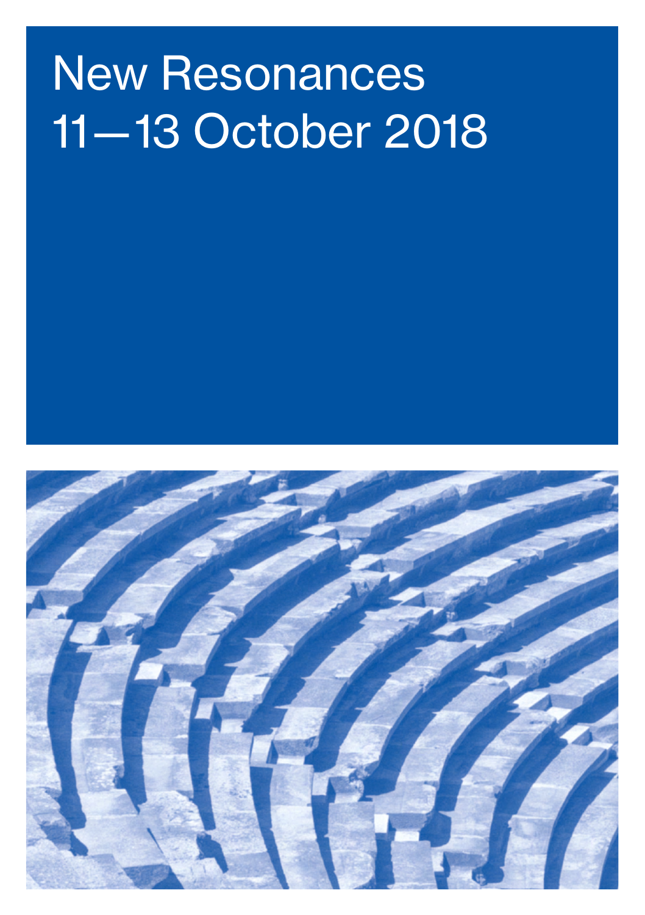# New Resonances
# 11—13 October 2018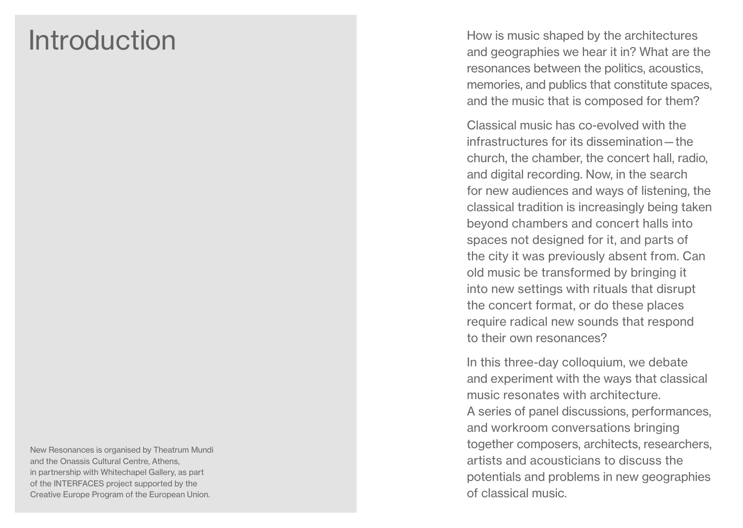# Introduction

How is music shaped by the architectures and geographies we hear it in? What are the resonances between the politics, acoustics, memories, and publics that constitute spaces, and the music that is composed for them?

Classical music has co-evolved with the infrastructures for its dissemination — the church, the chamber, the concert hall, radio, and digital recording. Now, in the search for new audiences and ways of listening, the classical tradition is increasingly being taken beyond chambers and concert halls into spaces not designed for it, and parts of the city it was previously absent from. Can old music be transformed by bringing it into new settings with rituals that disrupt the concert format, or do these places require radical new sounds that respond to their own resonances?

In this three-day colloquium, we debate and experiment with the ways that classical music resonates with architecture.
A series of panel discussions, performances, and workroom conversations bringing together composers, architects, researchers, artists and acousticians to discuss the potentials and problems in new geographies of classical music.

New Resonances is organised by Theatrum Mundi and the Onassis Cultural Centre, Athens, in partnership with Whitechapel Gallery, as part of the INTERFACES project supported by the Creative Europe Program of the European Union.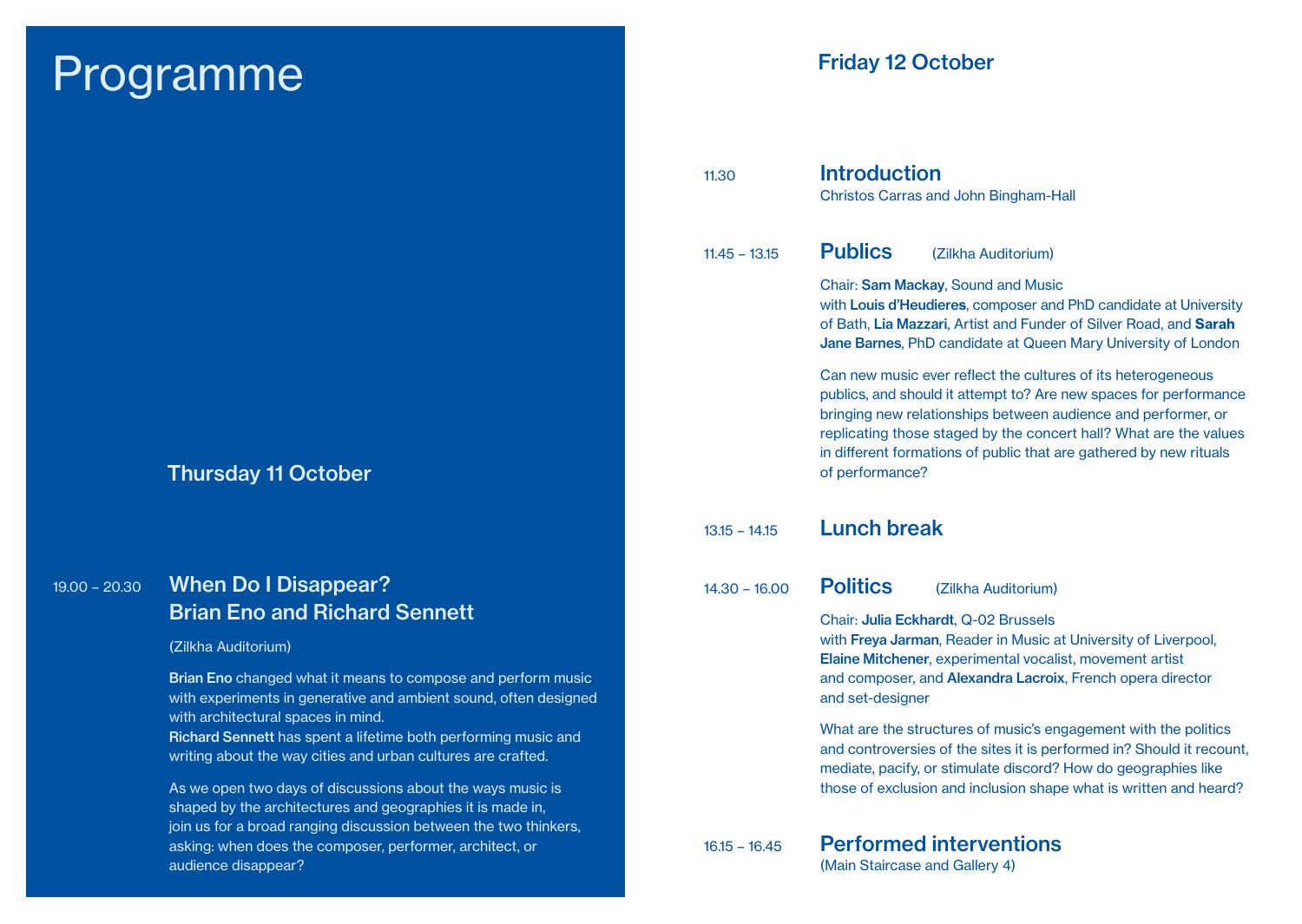# Programme

## Thursday 11 October

19.00 – 20.30

### When Do I Disappear? Brian Eno and Richard Sennett

(Zilkha Auditorium)

**Brian Eno** changed what it means to compose and perform music with experiments in generative and ambient sound, often designed with architectural spaces in mind.
**Richard Sennett** has spent a lifetime both performing music and writing about the way cities and urban cultures are crafted.

As we open two days of discussions about the ways music is shaped by the architectures and geographies it is made in, join us for a broad ranging discussion between the two thinkers, asking: when does the composer, performer, architect, or audience disappear?

## Friday 12 October

11.30

### Introduction

Christos Carras and John Bingham-Hall

11.45 – 13.15

### Publics (Zilkha Auditorium)

Chair: **Sam Mackay**, Sound and Music
with **Louis d'Heudieres**, composer and PhD candidate at University of Bath, **Lia Mazzari**, Artist and Funder of Silver Road, and **Sarah Jane Barnes**, PhD candidate at Queen Mary University of London

Can new music ever reflect the cultures of its heterogeneous publics, and should it attempt to? Are new spaces for performance bringing new relationships between audience and performer, or replicating those staged by the concert hall? What are the values in different formations of public that are gathered by new rituals of performance?

13.15 – 14.15

### Lunch break

14.30 – 16.00

### Politics (Zilkha Auditorium)

Chair: **Julia Eckhardt**, Q-02 Brussels
with **Freya Jarman**, Reader in Music at University of Liverpool, **Elaine Mitchener**, experimental vocalist, movement artist and composer, and **Alexandra Lacroix**, French opera director and set-designer

What are the structures of music's engagement with the politics and controversies of the sites it is performed in? Should it recount, mediate, pacify, or stimulate discord? How do geographies like those of exclusion and inclusion shape what is written and heard?

16.15 – 16.45

### Performed interventions

(Main Staircase and Gallery 4)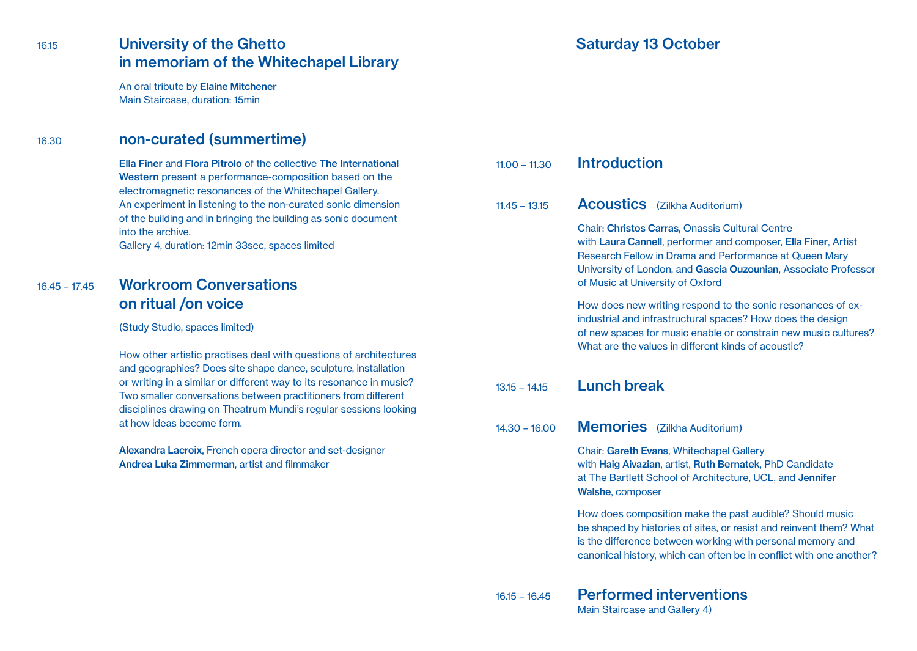16.15

## University of the Ghetto in memoriam of the Whitechapel Library

An oral tribute by **Elaine Mitchener**
Main Staircase, duration: 15min

16.30

## non-curated (summertime)

**Ella Finer** and **Flora Pitrolo** of the collective **The International Western** present a performance-composition based on the electromagnetic resonances of the Whitechapel Gallery. An experiment in listening to the non-curated sonic dimension of the building and in bringing the building as sonic document into the archive.
Gallery 4, duration: 12min 33sec, spaces limited

16.45 – 17.45

## Workroom Conversations on ritual /on voice

(Study Studio, spaces limited)

How other artistic practises deal with questions of architectures and geographies? Does site shape dance, sculpture, installation or writing in a similar or different way to its resonance in music? Two smaller conversations between practitioners from different disciplines drawing on Theatrum Mundi's regular sessions looking at how ideas become form.

**Alexandra Lacroix**, French opera director and set-designer
**Andrea Luka Zimmerman**, artist and filmmaker

# Saturday 13 October

11.00 – 11.30

## Introduction

11.45 – 13.15

## Acoustics (Zilkha Auditorium)

Chair: **Christos Carras**, Onassis Cultural Centre
with **Laura Cannell**, performer and composer, **Ella Finer**, Artist Research Fellow in Drama and Performance at Queen Mary University of London, and **Gascia Ouzounian**, Associate Professor of Music at University of Oxford

How does new writing respond to the sonic resonances of ex-industrial and infrastructural spaces? How does the design of new spaces for music enable or constrain new music cultures? What are the values in different kinds of acoustic?

13.15 – 14.15

## Lunch break

14.30 – 16.00

## Memories (Zilkha Auditorium)

Chair: **Gareth Evans**, Whitechapel Gallery
with **Haig Aivazian**, artist, **Ruth Bernatek**, PhD Candidate at The Bartlett School of Architecture, UCL, and **Jennifer Walshe**, composer

How does composition make the past audible? Should music be shaped by histories of sites, or resist and reinvent them? What is the difference between working with personal memory and canonical history, which can often be in conflict with one another?

16.15 – 16.45

## Performed interventions

Main Staircase and Gallery 4)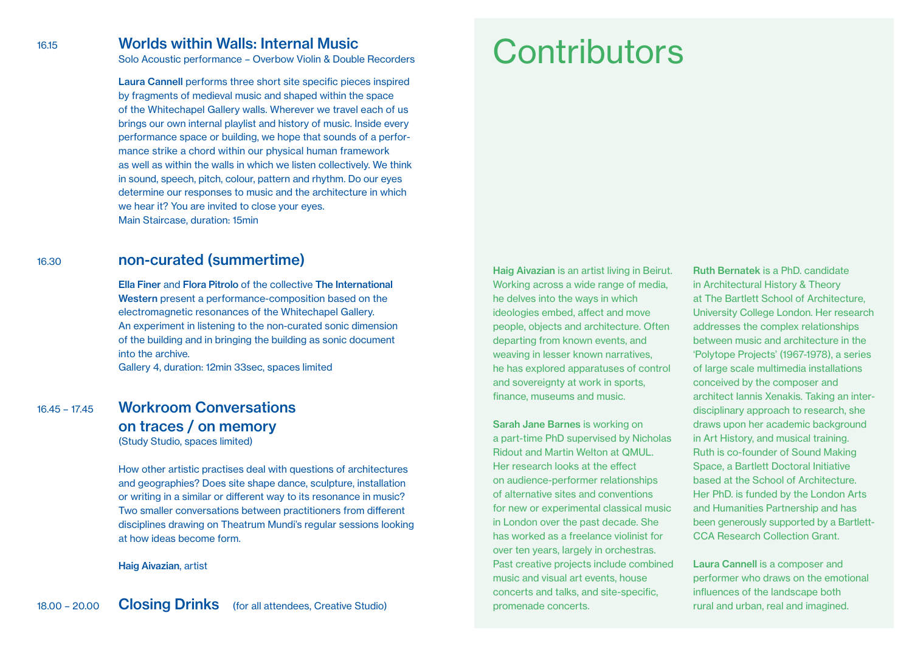16.15

## Worlds within Walls: Internal Music

Solo Acoustic performance – Overbow Violin & Double Recorders

**Laura Cannell** performs three short site specific pieces inspired by fragments of medieval music and shaped within the space of the Whitechapel Gallery walls. Wherever we travel each of us brings our own internal playlist and history of music. Inside every performance space or building, we hope that sounds of a performance strike a chord within our physical human framework as well as within the walls in which we listen collectively. We think in sound, speech, pitch, colour, pattern and rhythm. Do our eyes determine our responses to music and the architecture in which we hear it? You are invited to close your eyes.
Main Staircase, duration: 15min

16.30

## non-curated (summertime)

**Ella Finer** and **Flora Pitrolo** of the collective **The International Western** present a performance-composition based on the electromagnetic resonances of the Whitechapel Gallery. An experiment in listening to the non-curated sonic dimension of the building and in bringing the building as sonic document into the archive.
Gallery 4, duration: 12min 33sec, spaces limited

16.45 – 17.45

## Workroom Conversations on traces / on memory

(Study Studio, spaces limited)

How other artistic practises deal with questions of architectures and geographies? Does site shape dance, sculpture, installation or writing in a similar or different way to its resonance in music? Two smaller conversations between practitioners from different disciplines drawing on Theatrum Mundi's regular sessions looking at how ideas become form.

**Haig Aivazian**, artist

18.00 – 20.00

## Closing Drinks

(for all attendees, Creative Studio)

# Contributors

**Haig Aivazian** is an artist living in Beirut. Working across a wide range of media, he delves into the ways in which ideologies embed, affect and move people, objects and architecture. Often departing from known events, and weaving in lesser known narratives, he has explored apparatuses of control and sovereignty at work in sports, finance, museums and music.

**Sarah Jane Barnes** is working on a part-time PhD supervised by Nicholas Ridout and Martin Welton at QMUL. Her research looks at the effect on audience-performer relationships of alternative sites and conventions for new or experimental classical music in London over the past decade. She has worked as a freelance violinist for over ten years, largely in orchestras. Past creative projects include combined music and visual art events, house concerts and talks, and site-specific, promenade concerts.

**Ruth Bernatek** is a PhD. candidate in Architectural History & Theory at The Bartlett School of Architecture, University College London. Her research addresses the complex relationships between music and architecture in the 'Polytope Projects' (1967-1978), a series of large scale multimedia installations conceived by the composer and architect Iannis Xenakis. Taking an interdisciplinary approach to research, she draws upon her academic background in Art History, and musical training. Ruth is co-founder of Sound Making Space, a Bartlett Doctoral Initiative based at the School of Architecture. Her PhD. is funded by the London Arts and Humanities Partnership and has been generously supported by a Bartlett-CCA Research Collection Grant.

**Laura Cannell** is a composer and performer who draws on the emotional influences of the landscape both rural and urban, real and imagined.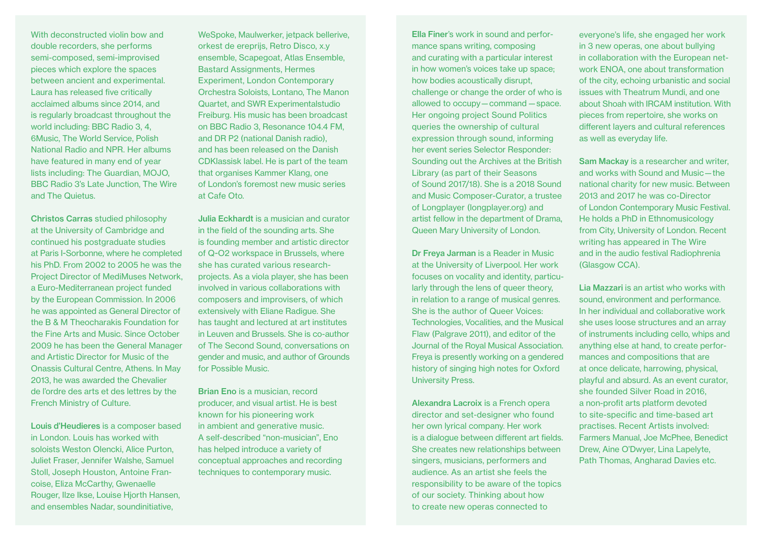With deconstructed violin bow and double recorders, she performs semi-composed, semi-improvised pieces which explore the spaces between ancient and experimental. Laura has released five critically acclaimed albums since 2014, and is regularly broadcast throughout the world including: BBC Radio 3, 4, 6Music, The World Service, Polish National Radio and NPR. Her albums have featured in many end of year lists including: The Guardian, MOJO, BBC Radio 3's Late Junction, The Wire and The Quietus.

**Christos Carras** studied philosophy at the University of Cambridge and continued his postgraduate studies at Paris I-Sorbonne, where he completed his PhD. From 2002 to 2005 he was the Project Director of MediMuses Network, a Euro-Mediterranean project funded by the European Commission. In 2006 he was appointed as General Director of the B & M Theocharakis Foundation for the Fine Arts and Music. Since October 2009 he has been the General Manager and Artistic Director for Music of the Onassis Cultural Centre, Athens. In May 2013, he was awarded the Chevalier de l'ordre des arts et des lettres by the French Ministry of Culture.

**Louis d'Heudieres** is a composer based in London. Louis has worked with soloists Weston Olencki, Alice Purton, Juliet Fraser, Jennifer Walshe, Samuel Stoll, Joseph Houston, Antoine Francoise, Eliza McCarthy, Gwenaelle Rouger, Ilze Ikse, Louise Hjorth Hansen, and ensembles Nadar, soundinitiative, WeSpoke, Maulwerker, jetpack bellerive, orkest de ereprijs, Retro Disco, x.y ensemble, Scapegoat, Atlas Ensemble, Bastard Assignments, Hermes Experiment, London Contemporary Orchestra Soloists, Lontano, The Manon Quartet, and SWR Experimentalstudio Freiburg. His music has been broadcast on BBC Radio 3, Resonance 104.4 FM, and DR P2 (national Danish radio), and has been released on the Danish CDKlassisk label. He is part of the team that organises Kammer Klang, one of London's foremost new music series at Cafe Oto.

**Julia Eckhardt** is a musician and curator in the field of the sounding arts. She is founding member and artistic director of Q-O2 workspace in Brussels, where she has curated various research-projects. As a viola player, she has been involved in various collaborations with composers and improvisers, of which extensively with Eliane Radigue. She has taught and lectured at art institutes in Leuven and Brussels. She is co-author of The Second Sound, conversations on gender and music, and author of Grounds for Possible Music.

**Brian Eno** is a musician, record producer, and visual artist. He is best known for his pioneering work in ambient and generative music. A self-described "non-musician", Eno has helped introduce a variety of conceptual approaches and recording techniques to contemporary music.

**Ella Finer**'s work in sound and performance spans writing, composing and curating with a particular interest in how women's voices take up space; how bodies acoustically disrupt, challenge or change the order of who is allowed to occupy — command — space. Her ongoing project Sound Politics queries the ownership of cultural expression through sound, informing her event series Selector Responder: Sounding out the Archives at the British Library (as part of their Seasons of Sound 2017/18). She is a 2018 Sound and Music Composer-Curator, a trustee of Longplayer (longplayer.org) and artist fellow in the department of Drama, Queen Mary University of London.

**Dr Freya Jarman** is a Reader in Music at the University of Liverpool. Her work focuses on vocality and identity, particularly through the lens of queer theory, in relation to a range of musical genres. She is the author of Queer Voices: Technologies, Vocalities, and the Musical Flaw (Palgrave 2011), and editor of the Journal of the Royal Musical Association. Freya is presently working on a gendered history of singing high notes for Oxford University Press.

**Alexandra Lacroix** is a French opera director and set-designer who found her own lyrical company. Her work is a dialogue between different art fields. She creates new relationships between singers, musicians, performers and audience. As an artist she feels the responsibility to be aware of the topics of our society. Thinking about how to create new operas connected to everyone's life, she engaged her work in 3 new operas, one about bullying in collaboration with the European network ENOA, one about transformation of the city, echoing urbanistic and social issues with Theatrum Mundi, and one about Shoah with IRCAM institution. With pieces from repertoire, she works on different layers and cultural references as well as everyday life.

**Sam Mackay** is a researcher and writer, and works with Sound and Music — the national charity for new music. Between 2013 and 2017 he was co-Director of London Contemporary Music Festival. He holds a PhD in Ethnomusicology from City, University of London. Recent writing has appeared in The Wire and in the audio festival Radiophrenia (Glasgow CCA).

**Lia Mazzari** is an artist who works with sound, environment and performance. In her individual and collaborative work she uses loose structures and an array of instruments including cello, whips and anything else at hand, to create performances and compositions that are at once delicate, harrowing, physical, playful and absurd. As an event curator, she founded Silver Road in 2016, a non-profit arts platform devoted to site-specific and time-based art practises. Recent Artists involved: Farmers Manual, Joe McPhee, Benedict Drew, Aine O'Dwyer, Lina Lapelyte, Path Thomas, Angharad Davies etc.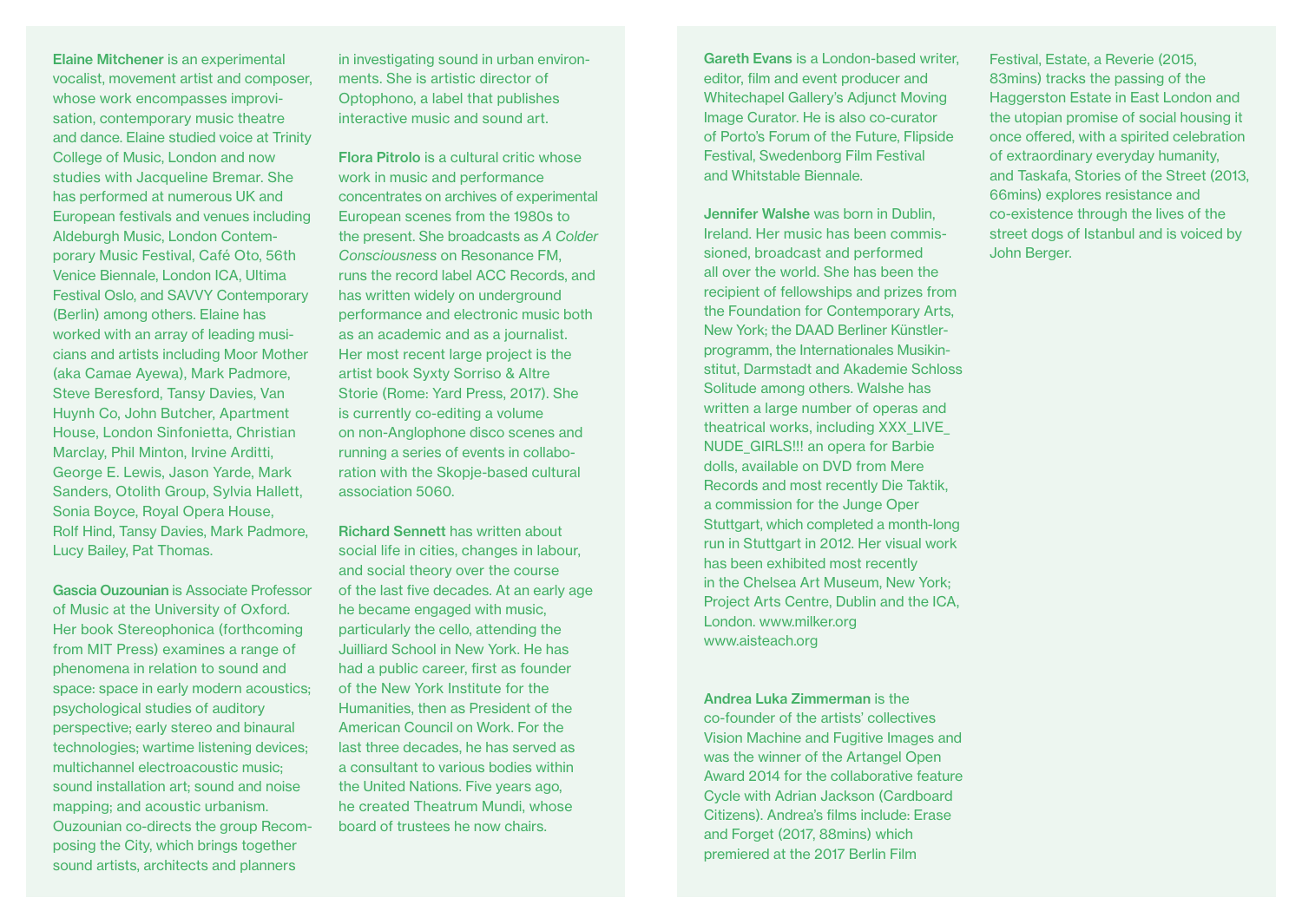**Elaine Mitchener** is an experimental vocalist, movement artist and composer, whose work encompasses improvisation, contemporary music theatre and dance. Elaine studied voice at Trinity College of Music, London and now studies with Jacqueline Bremar. She has performed at numerous UK and European festivals and venues including Aldeburgh Music, London Contemporary Music Festival, Café Oto, 56th Venice Biennale, London ICA, Ultima Festival Oslo, and SAVVY Contemporary (Berlin) among others. Elaine has worked with an array of leading musicians and artists including Moor Mother (aka Camae Ayewa), Mark Padmore, Steve Beresford, Tansy Davies, Van Huynh Co, John Butcher, Apartment House, London Sinfonietta, Christian Marclay, Phil Minton, Irvine Arditti, George E. Lewis, Jason Yarde, Mark Sanders, Otolith Group, Sylvia Hallett, Sonia Boyce, Royal Opera House, Rolf Hind, Tansy Davies, Mark Padmore, Lucy Bailey, Pat Thomas.

**Gascia Ouzounian** is Associate Professor of Music at the University of Oxford. Her book Stereophonica (forthcoming from MIT Press) examines a range of phenomena in relation to sound and space: space in early modern acoustics; psychological studies of auditory perspective; early stereo and binaural technologies; wartime listening devices; multichannel electroacoustic music; sound installation art; sound and noise mapping; and acoustic urbanism. Ouzounian co-directs the group Recomposing the City, which brings together sound artists, architects and planners in investigating sound in urban environments. She is artistic director of Optophono, a label that publishes interactive music and sound art.

**Flora Pitrolo** is a cultural critic whose work in music and performance concentrates on archives of experimental European scenes from the 1980s to the present. She broadcasts as *A Colder Consciousness* on Resonance FM, runs the record label ACC Records, and has written widely on underground performance and electronic music both as an academic and as a journalist. Her most recent large project is the artist book Syxty Sorriso & Altre Storie (Rome: Yard Press, 2017). She is currently co-editing a volume on non-Anglophone disco scenes and running a series of events in collaboration with the Skopje-based cultural association 5060.

**Richard Sennett** has written about social life in cities, changes in labour, and social theory over the course of the last five decades. At an early age he became engaged with music, particularly the cello, attending the Juilliard School in New York. He has had a public career, first as founder of the New York Institute for the Humanities, then as President of the American Council on Work. For the last three decades, he has served as a consultant to various bodies within the United Nations. Five years ago, he created Theatrum Mundi, whose board of trustees he now chairs.

**Gareth Evans** is a London-based writer, editor, film and event producer and Whitechapel Gallery's Adjunct Moving Image Curator. He is also co-curator of Porto's Forum of the Future, Flipside Festival, Swedenborg Film Festival and Whitstable Biennale.

**Jennifer Walshe** was born in Dublin, Ireland. Her music has been commissioned, broadcast and performed all over the world. She has been the recipient of fellowships and prizes from the Foundation for Contemporary Arts, New York; the DAAD Berliner Künstlerprogramm, the Internationales Musikinstitut, Darmstadt and Akademie Schloss Solitude among others. Walshe has written a large number of operas and theatrical works, including XXX_LIVE_NUDE_GIRLS!!! an opera for Barbie dolls, available on DVD from Mere Records and most recently Die Taktik, a commission for the Junge Oper Stuttgart, which completed a month-long run in Stuttgart in 2012. Her visual work has been exhibited most recently in the Chelsea Art Museum, New York; Project Arts Centre, Dublin and the ICA, London. www.milker.org www.aisteach.org

**Andrea Luka Zimmerman** is the co-founder of the artists' collectives Vision Machine and Fugitive Images and was the winner of the Artangel Open Award 2014 for the collaborative feature Cycle with Adrian Jackson (Cardboard Citizens). Andrea's films include: Erase and Forget (2017, 88mins) which premiered at the 2017 Berlin Film Festival, Estate, a Reverie (2015, 83mins) tracks the passing of the Haggerston Estate in East London and the utopian promise of social housing it once offered, with a spirited celebration of extraordinary everyday humanity, and Taskafa, Stories of the Street (2013, 66mins) explores resistance and co-existence through the lives of the street dogs of Istanbul and is voiced by John Berger.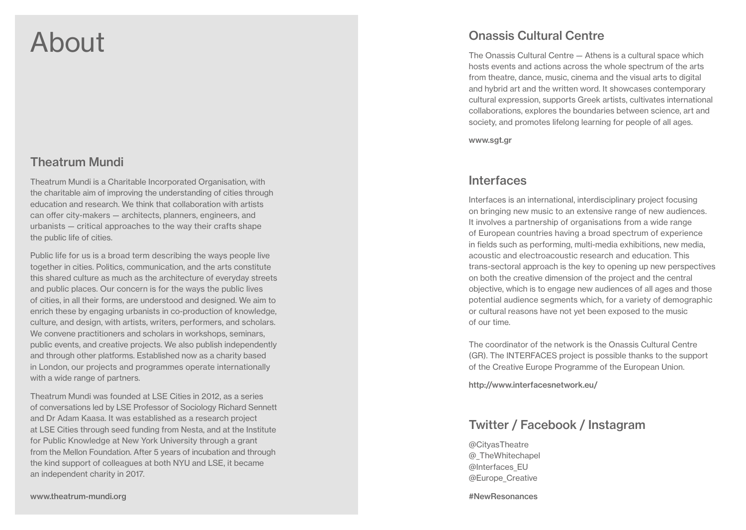# About

## Theatrum Mundi

Theatrum Mundi is a Charitable Incorporated Organisation, with the charitable aim of improving the understanding of cities through education and research. We think that collaboration with artists can offer city-makers — architects, planners, engineers, and urbanists — critical approaches to the way their crafts shape the public life of cities.

Public life for us is a broad term describing the ways people live together in cities. Politics, communication, and the arts constitute this shared culture as much as the architecture of everyday streets and public places. Our concern is for the ways the public lives of cities, in all their forms, are understood and designed. We aim to enrich these by engaging urbanists in co-production of knowledge, culture, and design, with artists, writers, performers, and scholars. We convene practitioners and scholars in workshops, seminars, public events, and creative projects. We also publish independently and through other platforms. Established now as a charity based in London, our projects and programmes operate internationally with a wide range of partners.

Theatrum Mundi was founded at LSE Cities in 2012, as a series of conversations led by LSE Professor of Sociology Richard Sennett and Dr Adam Kaasa. It was established as a research project at LSE Cities through seed funding from Nesta, and at the Institute for Public Knowledge at New York University through a grant from the Mellon Foundation. After 5 years of incubation and through the kind support of colleagues at both NYU and LSE, it became an independent charity in 2017.

**www.theatrum-mundi.org**

## Onassis Cultural Centre

The Onassis Cultural Centre — Athens is a cultural space which hosts events and actions across the whole spectrum of the arts from theatre, dance, music, cinema and the visual arts to digital and hybrid art and the written word. It showcases contemporary cultural expression, supports Greek artists, cultivates international collaborations, explores the boundaries between science, art and society, and promotes lifelong learning for people of all ages.

**www.sgt.gr**

## Interfaces

Interfaces is an international, interdisciplinary project focusing on bringing new music to an extensive range of new audiences. It involves a partnership of organisations from a wide range of European countries having a broad spectrum of experience in fields such as performing, multi-media exhibitions, new media, acoustic and electroacoustic research and education. This trans-sectoral approach is the key to opening up new perspectives on both the creative dimension of the project and the central objective, which is to engage new audiences of all ages and those potential audience segments which, for a variety of demographic or cultural reasons have not yet been exposed to the music of our time.

The coordinator of the network is the Onassis Cultural Centre (GR). The INTERFACES project is possible thanks to the support of the Creative Europe Programme of the European Union.

**http://www.interfacesnetwork.eu/**

## Twitter / Facebook / Instagram

@CityasTheatre
@_TheWhitechapel
@Interfaces_EU
@Europe_Creative

**#NewResonances**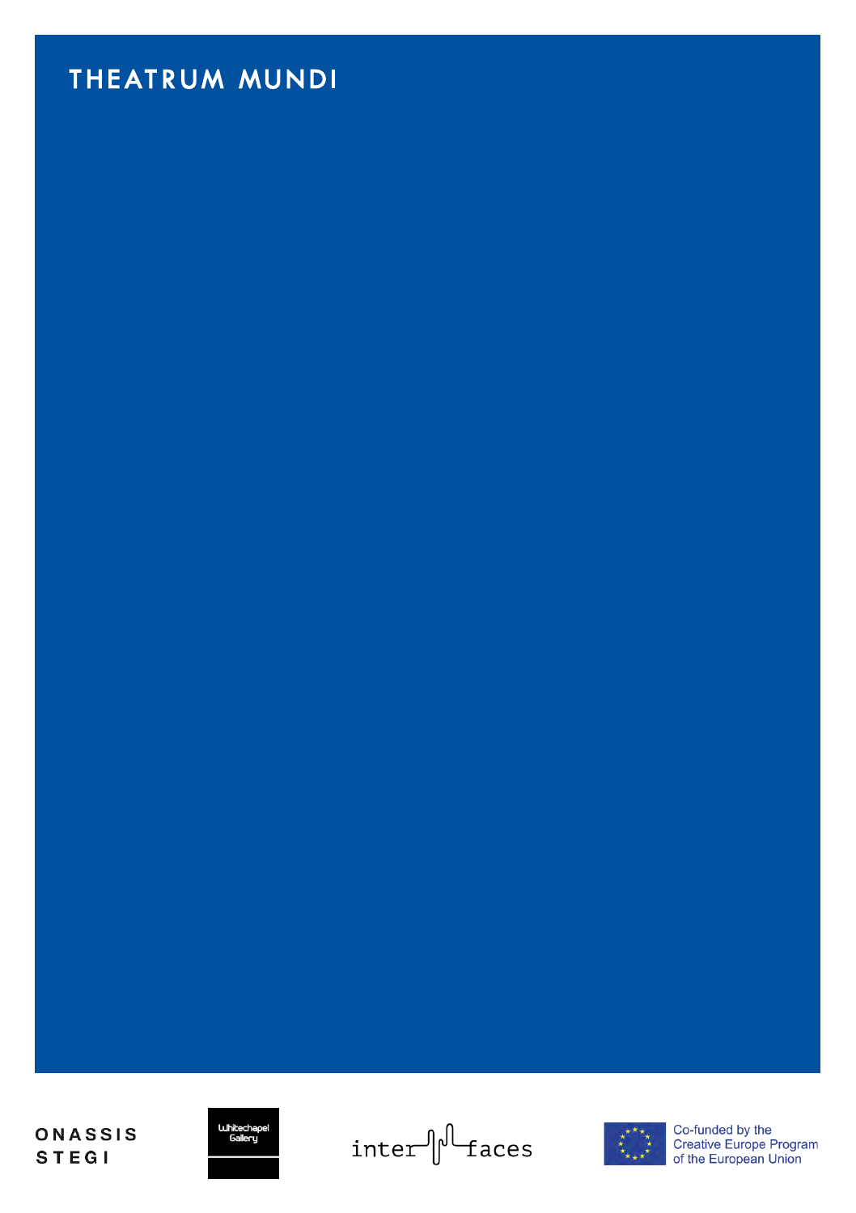# THEATRUM MUNDI

ONASSIS STEGI

Whitechapel Gallery

interfaces

Co-funded by the Creative Europe Program of the European Union